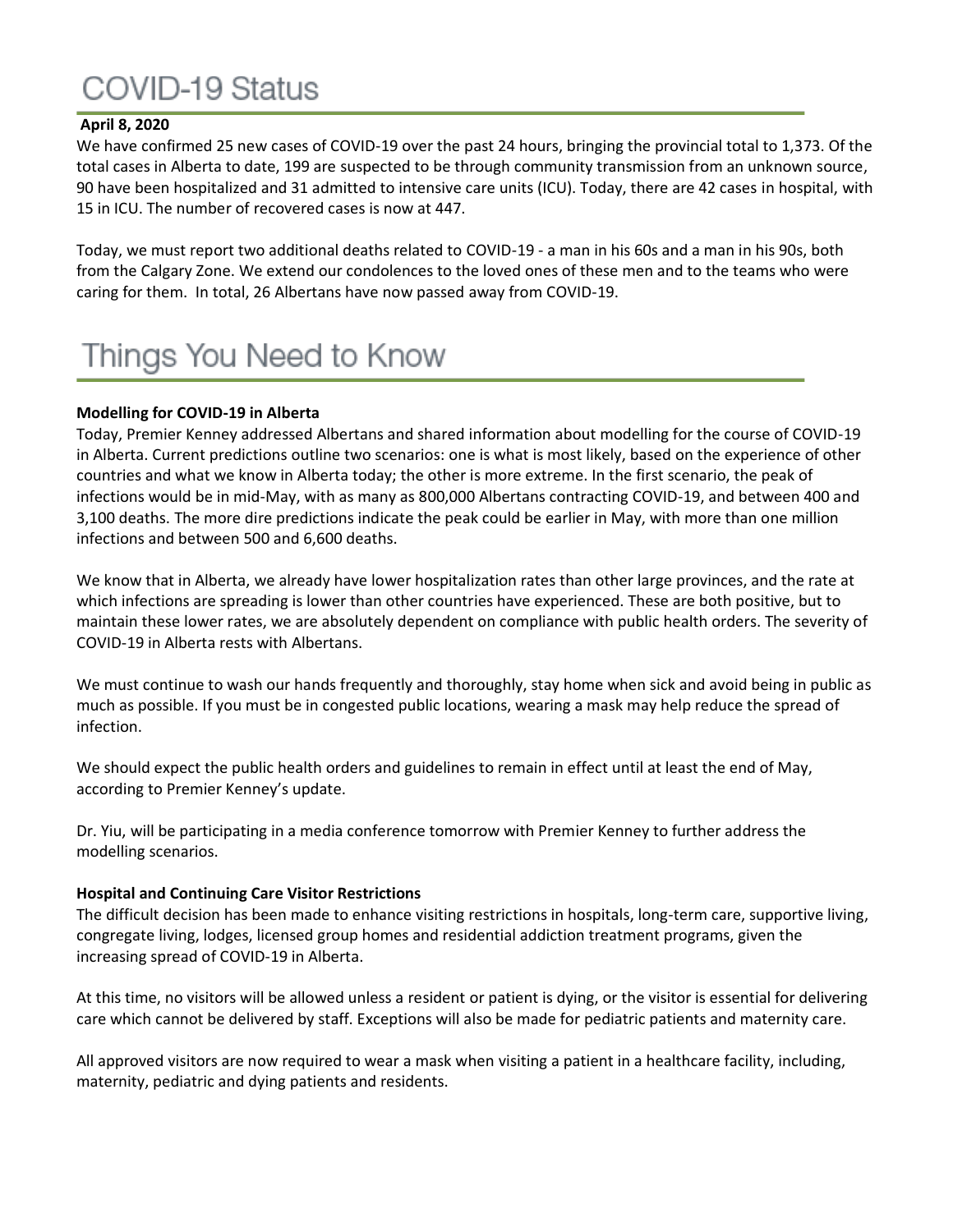# COVID-19 Status

**April 8, 2020**

We have confirmed 25 new cases of COVID-19 over the past 24 hours, bringing the provincial total to 1,373. Of the total cases in Alberta to date, 199 are suspected to be through community transmission from an unknown source, 90 have been hospitalized and 31 admitted to intensive care units (ICU). Today, there are 42 cases in hospital, with 15 in ICU. The number of recovered cases is now at 447.

Today, we must report two additional deaths related to COVID-19 - a man in his 60s and a man in his 90s, both from the Calgary Zone. We extend our condolences to the loved ones of these men and to the teams who were caring for them. In total, 26 Albertans have now passed away from COVID-19.

# Things You Need to Know

**Modelling for COVID-19 in Alberta**

Today, Premier Kenney addressed Albertans and shared information about modelling for the course of COVID-19 in Alberta. Current predictions outline two scenarios: one is what is most likely, based on the experience of other countries and what we know in Alberta today; the other is more extreme. In the first scenario, the peak of infections would be in mid-May, with as many as 800,000 Albertans contracting COVID-19, and between 400 and 3,100 deaths. The more dire predictions indicate the peak could be earlier in May, with more than one million infections and between 500 and 6,600 deaths.

We know that in Alberta, we already have lower hospitalization rates than other large provinces, and the rate at which infections are spreading is lower than other countries have experienced. These are both positive, but to maintain these lower rates, we are absolutely dependent on compliance with public health orders. The severity of COVID-19 in Alberta rests with Albertans.

We must continue to wash our hands frequently and thoroughly, stay home when sick and avoid being in public as much as possible. If you must be in congested public locations, wearing a mask may help reduce the spread of infection.

We should expect the public health orders and guidelines to remain in effect until at least the end of May, according to Premier Kenney's update.

Dr. Yiu, will be participating in a media conference tomorrow with Premier Kenney to further address the modelling scenarios.

**Hospital and Continuing Care Visitor Restrictions**

The difficult decision has been made to enhance visiting restrictions in hospitals, long-term care, supportive living, congregate living, lodges, licensed group homes and residential addiction treatment programs, given the increasing spread of COVID-19 in Alberta.

At this time, no visitors will be allowed unless a resident or patient is dying, or the visitor is essential for delivering care which cannot be delivered by staff. Exceptions will also be made for pediatric patients and maternity care.

All approved visitors are now required to wear a mask when visiting a patient in a healthcare facility, including, maternity, pediatric and dying patients and residents.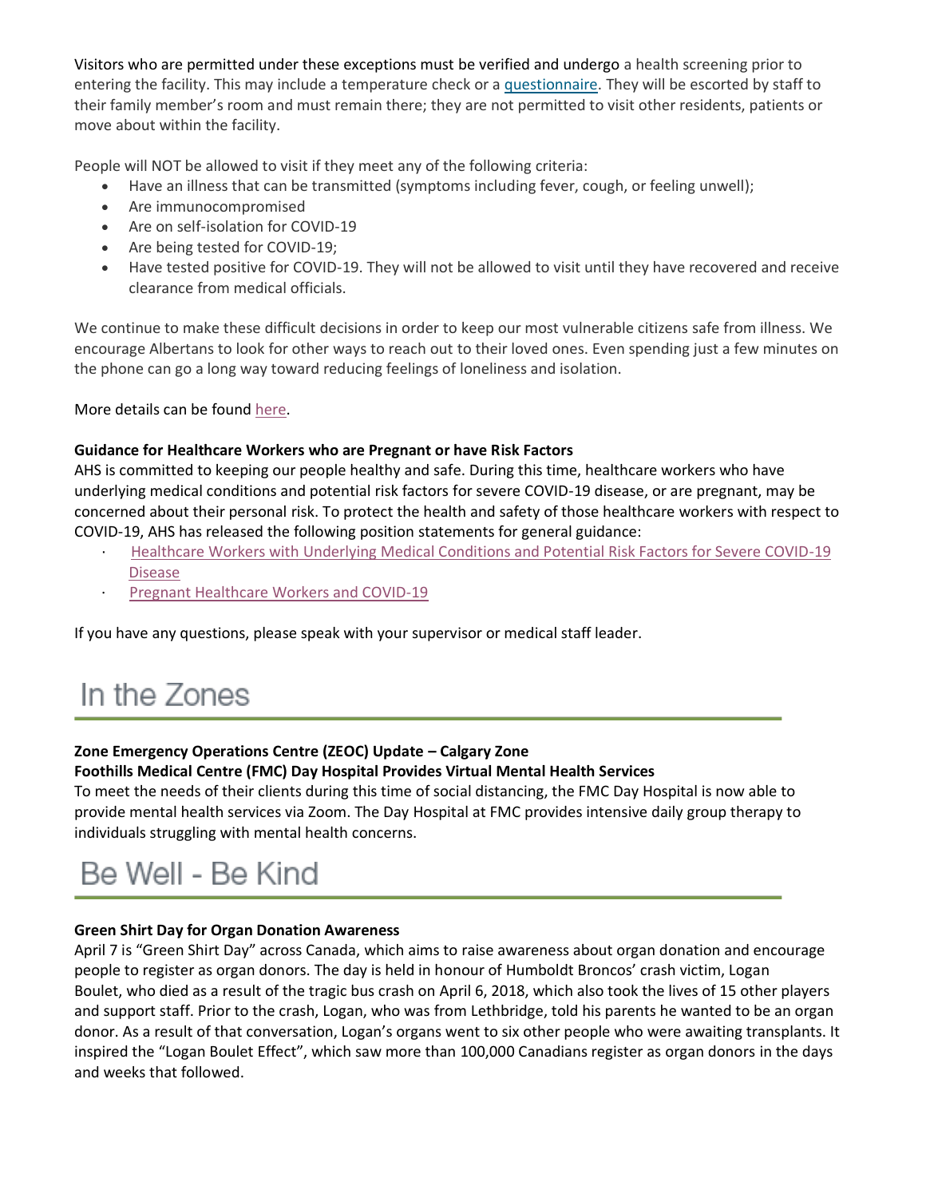Visitors who are permitted under these exceptions must be verified and undergo a health screening prior to entering the facility. This may include a temperature check or a questionnaire. They will be escorted by staff to their family member's room and must remain there; they are not permitted to visit other residents, patients or move about within the facility.

People will NOT be allowed to visit if they meet any of the following criteria:

- Have an illness that can be transmitted (symptoms including fever, cough, or feeling unwell);
- Are immunocompromised
- Are on self-isolation for COVID-19
- Are being tested for COVID-19;
- Have tested positive for COVID-19. They will not be allowed to visit until they have recovered and receive clearance from medical officials.

We continue to make these difficult decisions in order to keep our most vulnerable citizens safe from illness. We encourage Albertans to look for other ways to reach out to their loved ones. Even spending just a few minutes on the phone can go a long way toward reducing feelings of loneliness and isolation.

More details can be found here.

**Guidance for Healthcare Workers who are Pregnant or have Risk Factors**

AHS is committed to keeping our people healthy and safe. During this time, healthcare workers who have underlying medical conditions and potential risk factors for severe COVID-19 disease, or are pregnant, may be concerned about their personal risk. To protect the health and safety of those healthcare workers with respect to COVID-19, AHS has released the following position statements for general guidance:

- Healthcare Workers with Underlying Medical Conditions and Potential Risk Factors for Severe COVID-19 Disease
- Pregnant Healthcare Workers and COVID-19

If you have any questions, please speak with your supervisor or medical staff leader.

# In the Zones

**Zone Emergency Operations Centre (ZEOC) Update – Calgary Zone**

**Foothills Medical Centre (FMC) Day Hospital Provides Virtual Mental Health Services**

To meet the needs of their clients during this time of social distancing, the FMC Day Hospital is now able to provide mental health services via Zoom. The Day Hospital at FMC provides intensive daily group therapy to individuals struggling with mental health concerns.

# Be Well - Be Kind

**Green Shirt Day for Organ Donation Awareness**

April 7 is "Green Shirt Day" across Canada, which aims to raise awareness about organ donation and encourage people to register as organ donors. The day is held in honour of Humboldt Broncos' crash victim, Logan Boulet, who died as a result of the tragic bus crash on April 6, 2018, which also took the lives of 15 other players and support staff. Prior to the crash, Logan, who was from Lethbridge, told his parents he wanted to be an organ donor. As a result of that conversation, Logan's organs went to six other people who were awaiting transplants. It inspired the "Logan Boulet Effect", which saw more than 100,000 Canadians register as organ donors in the days and weeks that followed.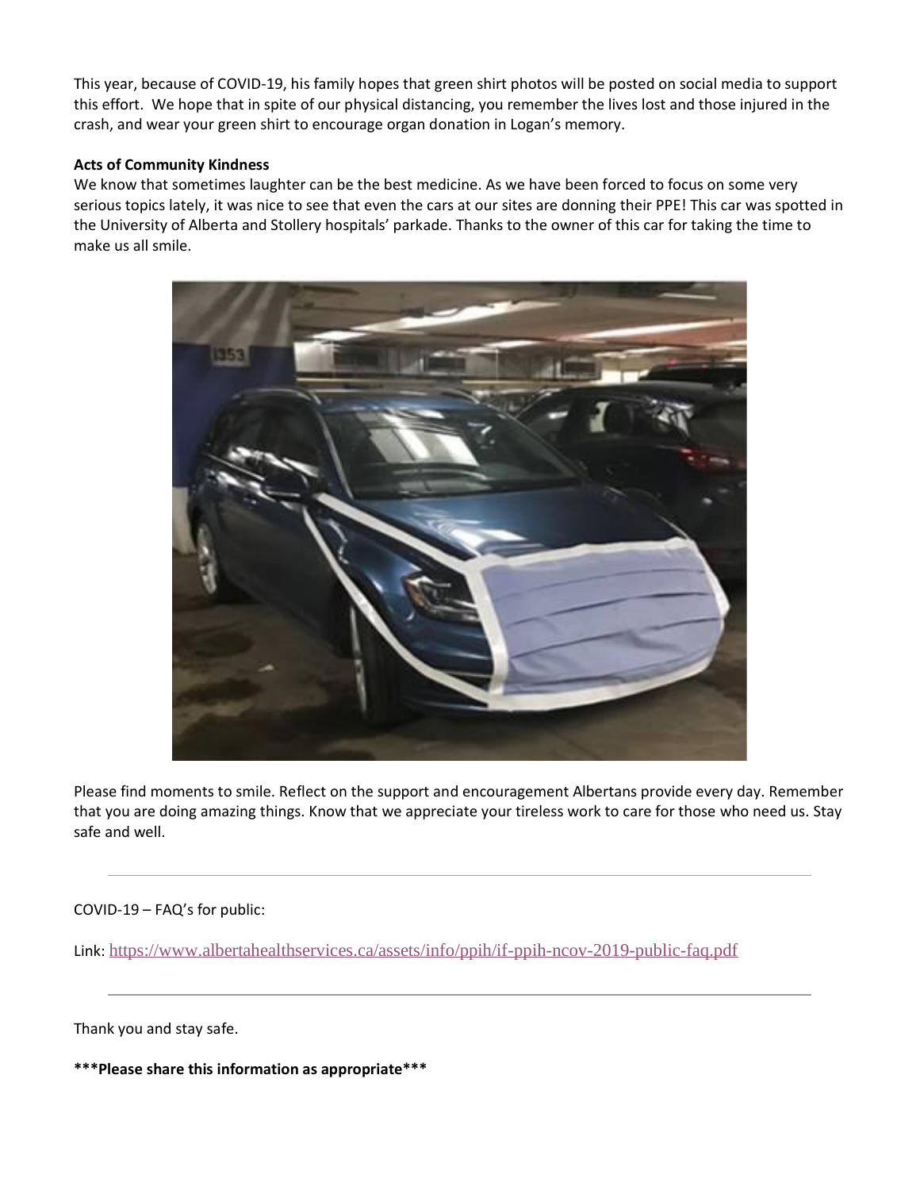This year, because of COVID-19, his family hopes that green shirt photos will be posted on social media to support this effort. We hope that in spite of our physical distancing, you remember the lives lost and those injured in the crash, and wear your green shirt to encourage organ donation in Logan's memory.

**Acts of Community Kindness**

We know that sometimes laughter can be the best medicine. As we have been forced to focus on some very serious topics lately, it was nice to see that even the cars at our sites are donning their PPE! This car was spotted in the University of Alberta and Stollery hospitals' parkade. Thanks to the owner of this car for taking the time to make us all smile.

Please find moments to smile. Reflect on the support and encouragement Albertans provide every day. Remember that you are doing amazing things. Know that we appreciate your tireless work to care for those who need us. Stay safe and well.

---

COVID-19 – FAQ's for public:

Link: https://www.albertahealthservices.ca/assets/info/ppih/if-ppih-ncov-2019-public-faq.pdf

---

Thank you and stay safe.

**\*\*\*Please share this information as appropriate\*\*\***